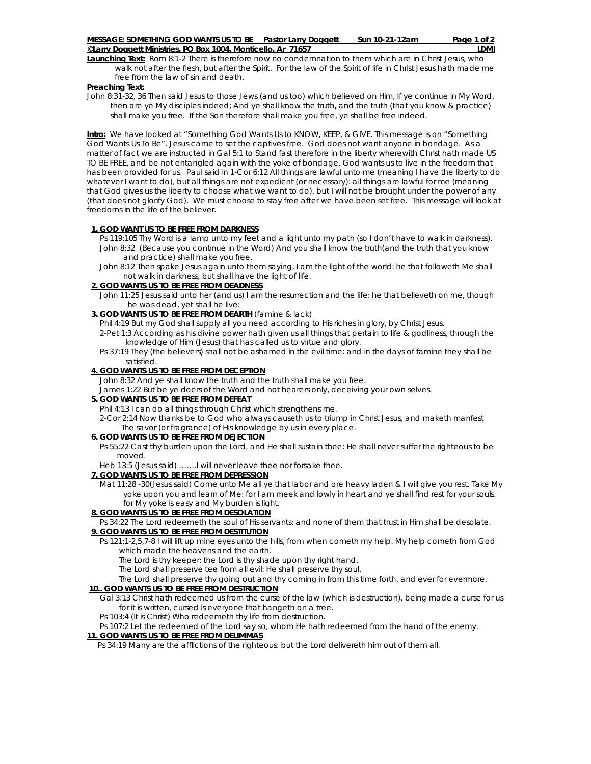**MESSAGE: SOMETHING GOD WANTS US TO BE     Pastor Larry Doggett     Sun 10-21-12am**

**©Larry Doggett Ministries, PO Box 1004, Monticello, Ar 71657     LDMI**

**Launching Text:** Rom 8:1-2 There is therefore now no condemnation to them which are in Christ Jesus, who walk not after the flesh, but after the Spirit. For the law of the Spirit of life in Christ Jesus hath made me free from the law of sin and death.

**Preaching Text:**

John 8:31-32, 36 Then said Jesus to those Jews (and us too) which believed on Him, If ye continue in My Word, then are ye My disciples indeed; And ye shall know the truth, and the truth (that you know & practice) shall make you free. If the Son therefore shall make you free, ye shall be free indeed.

**Intro:** We have looked at "Something God Wants Us to KNOW, KEEP, & GIVE. This message is on "Something God Wants Us To Be". Jesus came to set the captives free. God does not want anyone in bondage. As a matter of fact we are instructed in Gal 5:1 to Stand fast therefore in the liberty wherewith Christ hath made US TO BE FREE, and be not entangled again with the yoke of bondage. God wants us to live in the freedom that has been provided for us. Paul said in 1-Cor 6:12 All things are lawful unto me (meaning I have the liberty to do whatever I want to do), but all things are not expedient (or necessary): all things are lawful for me (meaning that God gives us the liberty to choose what we want to do), but I will not be brought under the power of any (that does not glorify God). We must choose to stay free after we have been set free. This message will look at freedoms in the life of the believer.

**1. GOD WANT US TO BE FREE FROM DARKNESS**

Ps 119:105 Thy Word is a lamp unto my feet and a light unto my path (so I don't have to walk in darkness).

John 8:32 (Because you continue in the Word) And you shall know the truth(and the truth that you know and practice) shall make you free.

John 8:12 Then spake Jesus again unto them saying, I am the light of the world: he that followeth Me shall not walk in darkness, but shall have the light of life.

**2. GOD WANTS US TO BE FREE FROM DEADNESS**

John 11:25 Jesus said unto her (and us) I am the resurrection and the life: he that believeth on me, though he was dead, yet shall he live:

**3. GOD WANTS US TO BE FREE FROM DEARTH** (famine & lack)

Phil 4:19 But my God shall supply all you need according to His riches in glory, by Christ Jesus.

2-Pet 1:3 According as his divine power hath given us all things that pertain to life & godliness, through the knowledge of Him (Jesus) that has called us to virtue and glory.

Ps 37:19 They (the believers) shall not be ashamed in the evil time: and in the days of famine they shall be satisfied.

**4. GOD WANTS US TO BE FREE FROM DECEPTION**

John 8:32 And ye shall know the truth and the truth shall make you free.

James 1:22 But be ye doers of the Word and not hearers only, deceiving your own selves.

**5. GOD WANTS US TO BE FREE FROM DEFEAT**

Phil 4:13 I can do all things through Christ which strengthens me.

2-Cor 2:14 Now thanks be to God who always causeth us to triump in Christ Jesus, and maketh manfest The savor (or fragrance) of His knowledge by us in every place.

**6. GOD WANTS US TO BE FREE FROM DEJECTION**

Ps 55:22 Cast thy burden upon the Lord, and He shall sustain thee: He shall never suffer the righteous to be moved.

Heb 13:5 (Jesus said) …….I will never leave thee nor forsake thee.

**7. GOD WANTS US TO BE FREE FROM DEPRESSION**

Mat 11:28 -30(Jesus said) Come unto Me all ye that labor and ore heavy laden & I will give you rest. Take My yoke upon you and learn of Me: for I am meek and lowly in heart and ye shall find rest for your souls. for My yoke is easy and My burden is light.

**8. GOD WANTS US TO BE FREE FROM DESOLATION**

Ps 34:22 The Lord redeemeth the soul of His servants: and none of them that trust in Him shall be desolate.

**9. GOD WANTS US TO BE FREE FROM DESTITUTION**

Ps 121:1-2,5,7-8 I will lift up mine eyes unto the hills, from when cometh my help. My help cometh from God which made the heavens and the earth.

The Lord is thy keeper: the Lord is thy shade upon thy right hand.

The Lord shall preserve tee from all evil: He shall preserve thy soul.

The Lord shall preserve thy going out and thy coming in from this time forth, and ever for evermore.

**10.. GOD WANTS US TO BE FREE FROM DESTRUCTION**

Gal 3:13 Christ hath redeemed us from the curse of the law (which is destruction), being made a curse for us for it is written, cursed is everyone that hangeth on a tree.

Ps 103:4 (It is Christ) Who redeemeth thy life from destruction.

Ps 107:2 Let the redeemed of the Lord say so, whom He hath redeemed from the hand of the enemy.

**11. GOD WANTS US TO BE FREE FROM DELIMMAS**

Ps 34:19 Many are the afflictions of the righteous: but the Lord delivereth him out of them all.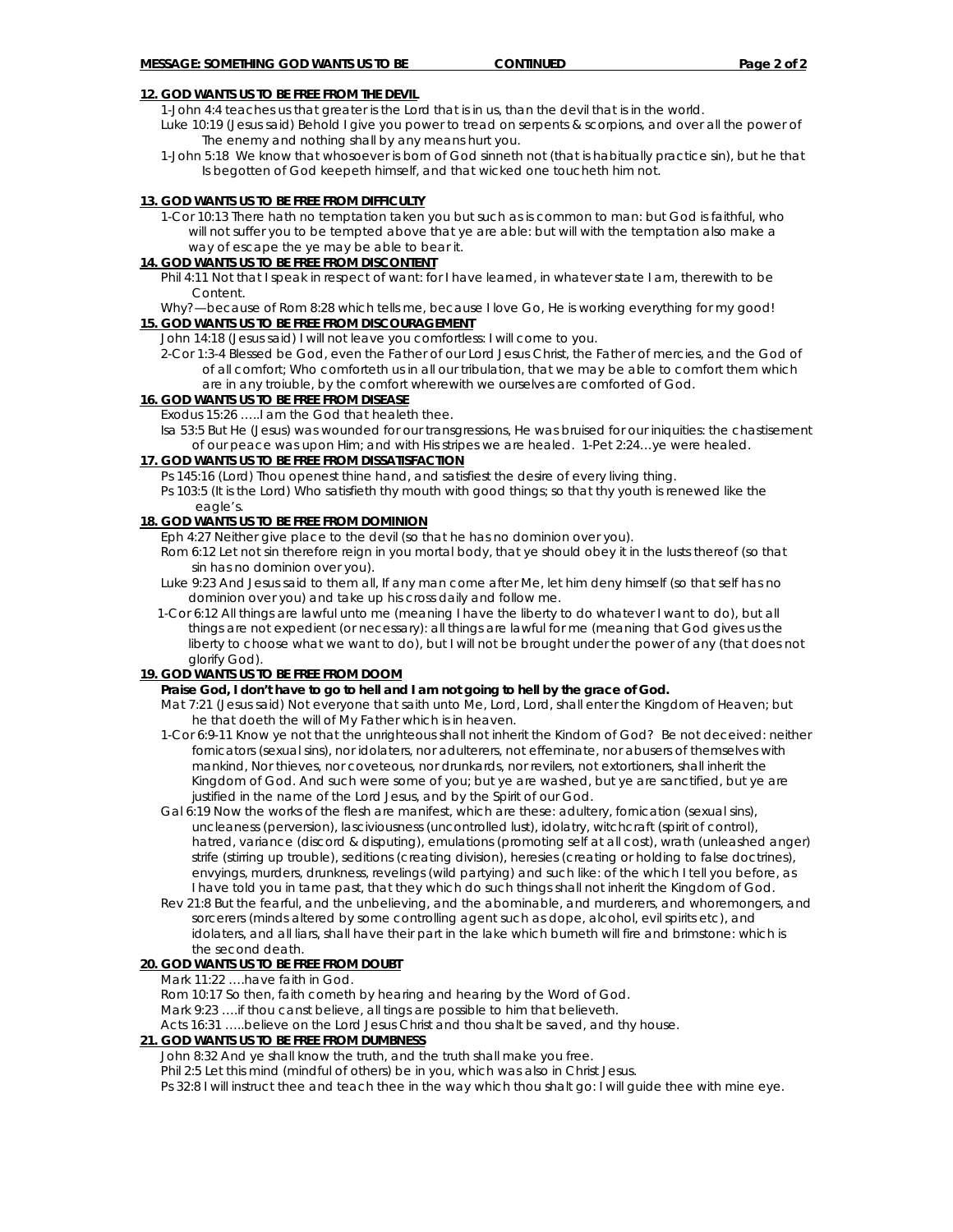#### 12. GOD WANTS US TO BE FREE FROM THE DEVIL

1-John 4:4 teaches us that greater is the Lord that is in us, than the devil that is in the world.
Luke 10:19 (Jesus said) Behold I give you power to tread on serpents & scorpions, and over all the power of The enemy and nothing shall by any means hurt you.
1-John 5:18 We know that whosoever is born of God sinneth not (that is habitually practice sin), but he that Is begotten of God keepeth himself, and that wicked one toucheth him not.

#### 13. GOD WANTS US TO BE FREE FROM DIFFICULTY

1-Cor 10:13 There hath no temptation taken you but such as is common to man: but God is faithful, who will not suffer you to be tempted above that ye are able: but will with the temptation also make a way of escape the ye may be able to bear it.

#### 14. GOD WANTS US TO BE FREE FROM DISCONTENT

Phil 4:11 Not that I speak in respect of want: for I have learned, in whatever state I am, therewith to be Content.
Why?—because of Rom 8:28 which tells me, because I love Go, He is working everything for my good!

#### 15. GOD WANTS US TO BE FREE FROM DISCOURAGEMENT

John 14:18 (Jesus said) I will not leave you comfortless: I will come to you.
2-Cor 1:3-4 Blessed be God, even the Father of our Lord Jesus Christ, the Father of mercies, and the God of of all comfort; Who comforteth us in all our tribulation, that we may be able to comfort them which are in any troiuble, by the comfort wherewith we ourselves are comforted of God.

#### 16. GOD WANTS US TO BE FREE FROM DISEASE

Exodus 15:26 …..I am the God that healeth thee.
Isa 53:5 But He (Jesus) was wounded for our transgressions, He was bruised for our iniquities: the chastisement of our peace was upon Him; and with His stripes we are healed. 1-Pet 2:24…ye were healed.

#### 17. GOD WANTS US TO BE FREE FROM DISSATISFACTION

Ps 145:16 (Lord) Thou openest thine hand, and satisfiest the desire of every living thing.
Ps 103:5 (It is the Lord) Who satisfieth thy mouth with good things; so that thy youth is renewed like the eagle's.

#### 18. GOD WANTS US TO BE FREE FROM DOMINION

Eph 4:27 Neither give place to the devil (so that he has no dominion over you).
Rom 6:12 Let not sin therefore reign in you mortal body, that ye should obey it in the lusts thereof (so that sin has no dominion over you).
Luke 9:23 And Jesus said to them all, If any man come after Me, let him deny himself (so that self has no dominion over you) and take up his cross daily and follow me.
1-Cor 6:12 All things are lawful unto me (meaning I have the liberty to do whatever I want to do), but all things are not expedient (or necessary): all things are lawful for me (meaning that God gives us the liberty to choose what we want to do), but I will not be brought under the power of any (that does not glorify God).

#### 19. GOD WANTS US TO BE FREE FROM DOOM

**Praise God, I don't have to go to hell and I am not going to hell by the grace of God.**
Mat 7:21 (Jesus said) Not everyone that saith unto Me, Lord, Lord, shall enter the Kingdom of Heaven; but he that doeth the will of My Father which is in heaven.
1-Cor 6:9-11 Know ye not that the unrighteous shall not inherit the Kindom of God? Be not deceived: neither fornicators (sexual sins), nor idolaters, nor adulterers, not effeminate, nor abusers of themselves with mankind, Nor thieves, nor coveteous, nor drunkards, nor revilers, not extortioners, shall inherit the Kingdom of God. And such were some of you; but ye are washed, but ye are sanctified, but ye are justified in the name of the Lord Jesus, and by the Spirit of our God.
Gal 6:19 Now the works of the flesh are manifest, which are these: adultery, fornication (sexual sins), uncleaness (perversion), lasciviousness (uncontrolled lust), idolatry, witchcraft (spirit of control), hatred, variance (discord & disputing), emulations (promoting self at all cost), wrath (unleashed anger) strife (stirring up trouble), seditions (creating division), heresies (creating or holding to false doctrines), envyings, murders, drunkness, revelings (wild partying) and such like: of the which I tell you before, as I have told you in tame past, that they which do such things shall not inherit the Kingdom of God.
Rev 21:8 But the fearful, and the unbelieving, and the abominable, and murderers, and whoremongers, and sorcerers (minds altered by some controlling agent such as dope, alcohol, evil spirits etc), and idolaters, and all liars, shall have their part in the lake which burneth will fire and brimstone: which is the second death.

#### 20. GOD WANTS US TO BE FREE FROM DOUBT

Mark 11:22 ….have faith in God.
Rom 10:17 So then, faith cometh by hearing and hearing by the Word of God.
Mark 9:23 ….if thou canst believe, all tings are possible to him that believeth.
Acts 16:31 …..believe on the Lord Jesus Christ and thou shalt be saved, and thy house.

#### 21. GOD WANTS US TO BE FREE FROM DUMBNESS

John 8:32 And ye shall know the truth, and the truth shall make you free.
Phil 2:5 Let this mind (mindful of others) be in you, which was also in Christ Jesus.
Ps 32:8 I will instruct thee and teach thee in the way which thou shalt go: I will guide thee with mine eye.